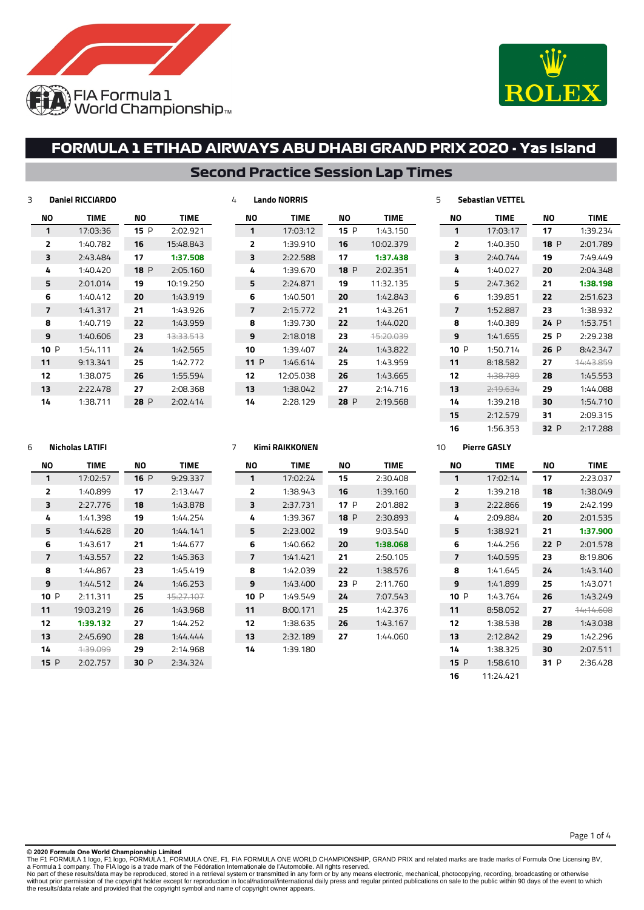# FORMULA 1 ETIHAD AIRWAYS ABU DHABI GRAND PRIX 2020 - Yas Island

## Second Practice Session Lap Times

### 3 Daniel RICCIARDO

| NO | TIME | NO | TIME |
|---|---|---|---|
| 1 | 17:03:36 | 15 P | 2:02.921 |
| 2 | 1:40.782 | 16 | 15:48.843 |
| 3 | 2:43.484 | 17 | **1:37.508** |
| 4 | 1:40.420 | 18 P | 2:05.160 |
| 5 | 2:01.014 | 19 | 10:19.250 |
| 6 | 1:40.412 | 20 | 1:43.919 |
| 7 | 1:41.317 | 21 | 1:43.926 |
| 8 | 1:40.719 | 22 | 1:43.959 |
| 9 | 1:40.606 | 23 | ~~13:33.513~~ |
| 10 P | 1:54.111 | 24 | 1:42.565 |
| 11 | 9:13.341 | 25 | 1:42.772 |
| 12 | 1:38.075 | 26 | 1:55.594 |
| 13 | 2:22.478 | 27 | 2:08.368 |
| 14 | 1:38.711 | 28 P | 2:02.414 |

### 4 Lando NORRIS

| NO | TIME | NO | TIME |
|---|---|---|---|
| 1 | 17:03:12 | 15 P | 1:43.150 |
| 2 | 1:39.910 | 16 | 10:02.379 |
| 3 | 2:22.588 | 17 | **1:37.438** |
| 4 | 1:39.670 | 18 P | 2:02.351 |
| 5 | 2:24.871 | 19 | 11:32.135 |
| 6 | 1:40.501 | 20 | 1:42.843 |
| 7 | 2:15.772 | 21 | 1:43.261 |
| 8 | 1:39.730 | 22 | 1:44.020 |
| 9 | 2:18.018 | 23 | ~~15:20.039~~ |
| 10 | 1:39.407 | 24 | 1:43.822 |
| 11 P | 1:46.614 | 25 | 1:43.959 |
| 12 | 12:05.038 | 26 | 1:43.665 |
| 13 | 1:38.042 | 27 | 2:14.716 |
| 14 | 2:28.129 | 28 P | 2:19.568 |

### 5 Sebastian VETTEL

| NO | TIME | NO | TIME |
|---|---|---|---|
| 1 | 17:03:17 | 17 | 1:39.234 |
| 2 | 1:40.350 | 18 P | 2:01.789 |
| 3 | 2:40.744 | 19 | 7:49.449 |
| 4 | 1:40.027 | 20 | 2:04.348 |
| 5 | 2:47.362 | 21 | **1:38.198** |
| 6 | 1:39.851 | 22 | 2:51.623 |
| 7 | 1:52.887 | 23 | 1:38.932 |
| 8 | 1:40.389 | 24 P | 1:53.751 |
| 9 | 1:41.655 | 25 P | 2:29.238 |
| 10 P | 1:50.714 | 26 P | 8:42.347 |
| 11 | 8:18.582 | 27 | ~~14:43.859~~ |
| 12 | ~~1:38.789~~ | 28 | 1:45.553 |
| 13 | ~~2:19.634~~ | 29 | 1:44.088 |
| 14 | 1:39.218 | 30 | 1:54.710 |
| 15 | 2:12.579 | 31 | 2:09.315 |
| 16 | 1:56.353 | 32 P | 2:17.288 |

### 6 Nicholas LATIFI

| NO | TIME | NO | TIME |
|---|---|---|---|
| 1 | 17:02:57 | 16 P | 9:29.337 |
| 2 | 1:40.899 | 17 | 2:13.447 |
| 3 | 2:27.776 | 18 | 1:43.878 |
| 4 | 1:41.398 | 19 | 1:44.254 |
| 5 | 1:44.628 | 20 | 1:44.141 |
| 6 | 1:43.617 | 21 | 1:44.677 |
| 7 | 1:43.557 | 22 | 1:45.363 |
| 8 | 1:44.867 | 23 | 1:45.419 |
| 9 | 1:44.512 | 24 | 1:46.253 |
| 10 P | 2:11.311 | 25 | ~~15:27.107~~ |
| 11 | 19:03.219 | 26 | 1:43.968 |
| 12 | **1:39.132** | 27 | 1:44.252 |
| 13 | 2:45.690 | 28 | 1:44.444 |
| 14 | ~~1:39.099~~ | 29 | 2:14.968 |
| 15 P | 2:02.757 | 30 P | 2:34.324 |

### 7 Kimi RAIKKONEN

| NO | TIME | NO | TIME |
|---|---|---|---|
| 1 | 17:02:24 | 15 | 2:30.408 |
| 2 | 1:38.943 | 16 | 1:39.160 |
| 3 | 2:37.731 | 17 P | 2:01.882 |
| 4 | 1:39.367 | 18 P | 2:30.893 |
| 5 | 2:23.002 | 19 | 9:03.540 |
| 6 | 1:40.662 | 20 | **1:38.068** |
| 7 | 1:41.421 | 21 | 2:50.105 |
| 8 | 1:42.039 | 22 | 1:38.576 |
| 9 | 1:43.400 | 23 P | 2:11.760 |
| 10 P | 1:49.549 | 24 | 7:07.543 |
| 11 | 8:00.171 | 25 | 1:42.376 |
| 12 | 1:38.635 | 26 | 1:43.167 |
| 13 | 2:32.189 | 27 | 1:44.060 |
| 14 | 1:39.180 | | |

### 10 Pierre GASLY

| NO | TIME | NO | TIME |
|---|---|---|---|
| 1 | 17:02:14 | 17 | 2:23.037 |
| 2 | 1:39.218 | 18 | 1:38.049 |
| 3 | 2:22.866 | 19 | 2:42.199 |
| 4 | 2:09.884 | 20 | 2:01.535 |
| 5 | 1:38.921 | 21 | **1:37.900** |
| 6 | 1:44.256 | 22 P | 2:01.578 |
| 7 | 1:40.595 | 23 | 8:19.806 |
| 8 | 1:41.645 | 24 | 1:43.140 |
| 9 | 1:41.899 | 25 | 1:43.071 |
| 10 P | 1:43.764 | 26 | 1:43.249 |
| 11 | 8:58.052 | 27 | ~~14:14.608~~ |
| 12 | 1:38.538 | 28 | 1:43.038 |
| 13 | 2:12.842 | 29 | 1:42.296 |
| 14 | 1:38.325 | 30 | 2:07.511 |
| 15 P | 1:58.610 | 31 P | 2:36.428 |
| 16 | 11:24.421 | | |

**© 2020 Formula One World Championship Limited**
The F1 FORMULA 1 logo, F1 logo, FORMULA 1, FORMULA ONE, F1, FIA FORMULA ONE WORLD CHAMPIONSHIP, GRAND PRIX and related marks are trade marks of Formula One Licensing BV, a Formula 1 company. The FIA logo is a trade mark of the Fédération Internationale de l'Automobile. All rights reserved.
No part of these results/data may be reproduced, stored in a retrieval system or transmitted in any form or by any means electronic, mechanical, photocopying, recording, broadcasting or otherwise without prior permission of the copyright holder except for reproduction in local/national/international daily press and regular printed publications on sale to the public within 90 days of the event to which the results/data relate and provided that the copyright symbol and name of copyright owner appears.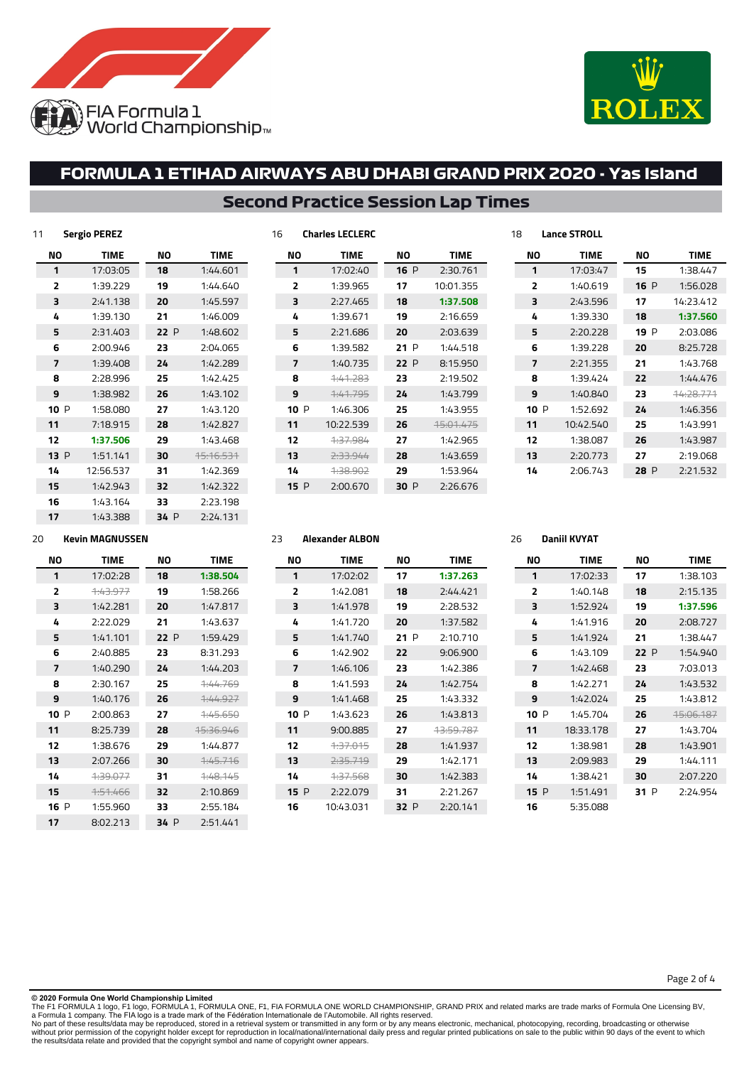# FORMULA 1 ETIHAD AIRWAYS ABU DHABI GRAND PRIX 2020 - Yas Island

## Second Practice Session Lap Times

### 11 Sergio PEREZ

| NO | TIME | NO | TIME |
|---|---|---|---|
| 1 | 17:03:05 | 18 | 1:44.601 |
| 2 | 1:39.229 | 19 | 1:44.640 |
| 3 | 2:41.138 | 20 | 1:45.597 |
| 4 | 1:39.130 | 21 | 1:46.009 |
| 5 | 2:31.403 | 22 P | 1:48.602 |
| 6 | 2:00.946 | 23 | 2:04.065 |
| 7 | 1:39.408 | 24 | 1:42.289 |
| 8 | 2:28.996 | 25 | 1:42.425 |
| 9 | 1:38.982 | 26 | 1:43.102 |
| 10 P | 1:58.080 | 27 | 1:43.120 |
| 11 | 7:18.915 | 28 | 1:42.827 |
| 12 | **1:37.506** | 29 | 1:43.468 |
| 13 P | 1:51.141 | 30 | ~~15:16.531~~ |
| 14 | 12:56.537 | 31 | 1:42.369 |
| 15 | 1:42.943 | 32 | 1:42.322 |
| 16 | 1:43.164 | 33 | 2:23.198 |
| 17 | 1:43.388 | 34 P | 2:24.131 |

### 16 Charles LECLERC

| NO | TIME | NO | TIME |
|---|---|---|---|
| 1 | 17:02:40 | 16 P | 2:30.761 |
| 2 | 1:39.965 | 17 | 10:01.355 |
| 3 | 2:27.465 | 18 | **1:37.508** |
| 4 | 1:39.671 | 19 | 2:16.659 |
| 5 | 2:21.686 | 20 | 2:03.639 |
| 6 | 1:39.582 | 21 P | 1:44.518 |
| 7 | 1:40.735 | 22 P | 8:15.950 |
| 8 | ~~1:41.283~~ | 23 | 2:19.502 |
| 9 | ~~1:41.795~~ | 24 | 1:43.799 |
| 10 P | 1:46.306 | 25 | 1:43.955 |
| 11 | 10:22.539 | 26 | ~~15:01.475~~ |
| 12 | ~~1:37.984~~ | 27 | 1:42.965 |
| 13 | ~~2:33.944~~ | 28 | 1:43.659 |
| 14 | ~~1:38.902~~ | 29 | 1:53.964 |
| 15 P | 2:00.670 | 30 P | 2:26.676 |

### 18 Lance STROLL

| NO | TIME | NO | TIME |
|---|---|---|---|
| 1 | 17:03:47 | 15 | 1:38.447 |
| 2 | 1:40.619 | 16 P | 1:56.028 |
| 3 | 2:43.596 | 17 | 14:23.412 |
| 4 | 1:39.330 | 18 | **1:37.560** |
| 5 | 2:20.228 | 19 P | 2:03.086 |
| 6 | 1:39.228 | 20 | 8:25.728 |
| 7 | 2:21.355 | 21 | 1:43.768 |
| 8 | 1:39.424 | 22 | 1:44.476 |
| 9 | 1:40.840 | 23 | ~~14:28.771~~ |
| 10 P | 1:52.692 | 24 | 1:46.356 |
| 11 | 10:42.540 | 25 | 1:43.991 |
| 12 | 1:38.087 | 26 | 1:43.987 |
| 13 | 2:20.773 | 27 | 2:19.068 |
| 14 | 2:06.743 | 28 P | 2:21.532 |

### 20 Kevin MAGNUSSEN

| NO | TIME | NO | TIME |
|---|---|---|---|
| 1 | 17:02:28 | 18 | **1:38.504** |
| 2 | ~~1:43.977~~ | 19 | 1:58.266 |
| 3 | 1:42.281 | 20 | 1:47.817 |
| 4 | 2:22.029 | 21 | 1:43.637 |
| 5 | 1:41.101 | 22 P | 1:59.429 |
| 6 | 2:40.885 | 23 | 8:31.293 |
| 7 | 1:40.290 | 24 | 1:44.203 |
| 8 | 2:30.167 | 25 | ~~1:44.769~~ |
| 9 | 1:40.176 | 26 | ~~1:44.927~~ |
| 10 P | 2:00.863 | 27 | ~~1:45.650~~ |
| 11 | 8:25.739 | 28 | ~~15:36.946~~ |
| 12 | 1:38.676 | 29 | 1:44.877 |
| 13 | 2:07.266 | 30 | ~~1:45.716~~ |
| 14 | ~~1:39.077~~ | 31 | ~~1:48.145~~ |
| 15 | ~~1:51.466~~ | 32 | 2:10.869 |
| 16 P | 1:55.960 | 33 | 2:55.184 |
| 17 | 8:02.213 | 34 P | 2:51.441 |

### 23 Alexander ALBON

| NO | TIME | NO | TIME |
|---|---|---|---|
| 1 | 17:02:02 | 17 | **1:37.263** |
| 2 | 1:42.081 | 18 | 2:44.421 |
| 3 | 1:41.978 | 19 | 2:28.532 |
| 4 | 1:41.720 | 20 | 1:37.582 |
| 5 | 1:41.740 | 21 P | 2:10.710 |
| 6 | 1:42.902 | 22 | 9:06.900 |
| 7 | 1:46.106 | 23 | 1:42.386 |
| 8 | 1:41.593 | 24 | 1:42.754 |
| 9 | 1:41.468 | 25 | 1:43.332 |
| 10 P | 1:43.623 | 26 | 1:43.813 |
| 11 | 9:00.885 | 27 | ~~13:59.787~~ |
| 12 | ~~1:37.015~~ | 28 | 1:41.937 |
| 13 | ~~2:35.719~~ | 29 | 1:42.171 |
| 14 | ~~1:37.568~~ | 30 | 1:42.383 |
| 15 P | 2:22.079 | 31 | 2:21.267 |
| 16 | 10:43.031 | 32 P | 2:20.141 |

### 26 Daniil KVYAT

| NO | TIME | NO | TIME |
|---|---|---|---|
| 1 | 17:02:33 | 17 | 1:38.103 |
| 2 | 1:40.148 | 18 | 2:15.135 |
| 3 | 1:52.924 | 19 | **1:37.596** |
| 4 | 1:41.916 | 20 | 2:08.727 |
| 5 | 1:41.924 | 21 | 1:38.447 |
| 6 | 1:43.109 | 22 P | 1:54.940 |
| 7 | 1:42.468 | 23 | 7:03.013 |
| 8 | 1:42.271 | 24 | 1:43.532 |
| 9 | 1:42.024 | 25 | 1:43.812 |
| 10 P | 1:45.704 | 26 | ~~15:06.187~~ |
| 11 | 18:33.178 | 27 | 1:43.704 |
| 12 | 1:38.981 | 28 | 1:43.901 |
| 13 | 2:09.983 | 29 | 1:44.111 |
| 14 | 1:38.421 | 30 | 2:07.220 |
| 15 P | 1:51.491 | 31 P | 2:24.954 |
| 16 | 5:35.088 | | |

**© 2020 Formula One World Championship Limited**
The F1 FORMULA 1 logo, F1 logo, FORMULA 1, FORMULA ONE, F1, FIA FORMULA ONE WORLD CHAMPIONSHIP, GRAND PRIX and related marks are trade marks of Formula One Licensing BV, a Formula 1 company. The FIA logo is a trade mark of the Fédération Internationale de l'Automobile. All rights reserved.
No part of these results/data may be reproduced, stored in a retrieval system or transmitted in any form or by any means electronic, mechanical, photocopying, recording, broadcasting or otherwise without prior permission of the copyright holder except for reproduction in local/national/international daily press and regular printed publications on sale to the public within 90 days of the event to which the results/data relate and provided that the copyright symbol and name of copyright owner appears.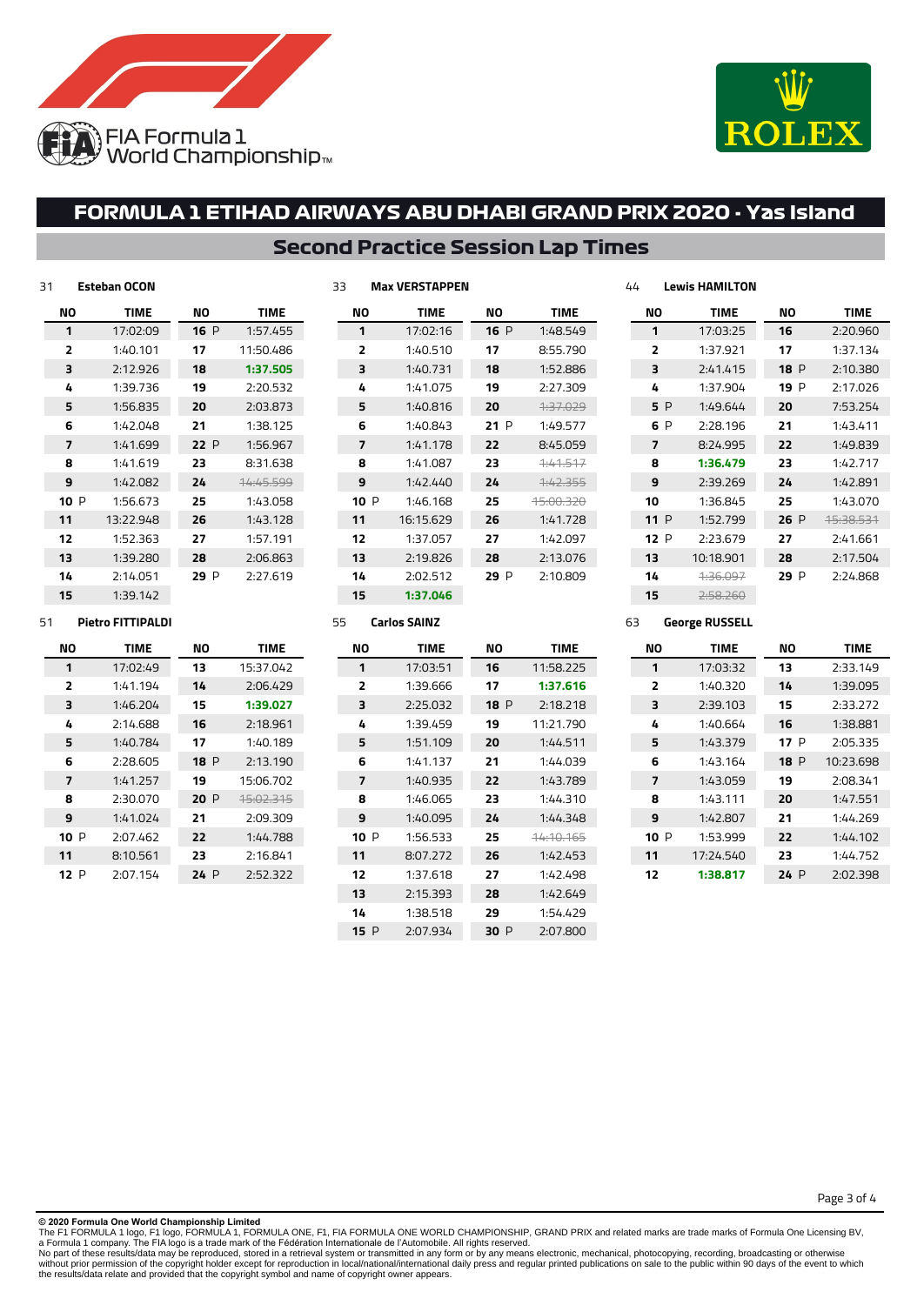# FORMULA 1 ETIHAD AIRWAYS ABU DHABI GRAND PRIX 2020 - Yas Island

## Second Practice Session Lap Times

### 31 Esteban OCON

| NO | TIME | NO | TIME |
|---|---|---|---|
| 1 | 17:02:09 | 16 P | 1:57.455 |
| 2 | 1:40.101 | 17 | 11:50.486 |
| 3 | 2:12.926 | 18 | **1:37.505** |
| 4 | 1:39.736 | 19 | 2:20.532 |
| 5 | 1:56.835 | 20 | 2:03.873 |
| 6 | 1:42.048 | 21 | 1:38.125 |
| 7 | 1:41.699 | 22 P | 1:56.967 |
| 8 | 1:41.619 | 23 | 8:31.638 |
| 9 | 1:42.082 | 24 | ~~14:45.599~~ |
| 10 P | 1:56.673 | 25 | 1:43.058 |
| 11 | 13:22.948 | 26 | 1:43.128 |
| 12 | 1:52.363 | 27 | 1:57.191 |
| 13 | 1:39.280 | 28 | 2:06.863 |
| 14 | 2:14.051 | 29 P | 2:27.619 |
| 15 | 1:39.142 | | |

### 33 Max VERSTAPPEN

| NO | TIME | NO | TIME |
|---|---|---|---|
| 1 | 17:02:16 | 16 P | 1:48.549 |
| 2 | 1:40.510 | 17 | 8:55.790 |
| 3 | 1:40.731 | 18 | 1:52.886 |
| 4 | 1:41.075 | 19 | 2:27.309 |
| 5 | 1:40.816 | 20 | ~~1:37.029~~ |
| 6 | 1:40.843 | 21 P | 1:49.577 |
| 7 | 1:41.178 | 22 | 8:45.059 |
| 8 | 1:41.087 | 23 | ~~1:41.517~~ |
| 9 | 1:42.440 | 24 | ~~1:42.355~~ |
| 10 P | 1:46.168 | 25 | ~~15:00.320~~ |
| 11 | 16:15.629 | 26 | 1:41.728 |
| 12 | 1:37.057 | 27 | 1:42.097 |
| 13 | 2:19.826 | 28 | 2:13.076 |
| 14 | 2:02.512 | 29 P | 2:10.809 |
| 15 | **1:37.046** | | |

### 44 Lewis HAMILTON

| NO | TIME | NO | TIME |
|---|---|---|---|
| 1 | 17:03:25 | 16 | 2:20.960 |
| 2 | 1:37.921 | 17 | 1:37.134 |
| 3 | 2:41.415 | 18 P | 2:10.380 |
| 4 | 1:37.904 | 19 P | 2:17.026 |
| 5 P | 1:49.644 | 20 | 7:53.254 |
| 6 P | 2:28.196 | 21 | 1:43.411 |
| 7 | 8:24.995 | 22 | 1:49.839 |
| 8 | **1:36.479** | 23 | 1:42.717 |
| 9 | 2:39.269 | 24 | 1:42.891 |
| 10 | 1:36.845 | 25 | 1:43.070 |
| 11 P | 1:52.799 | 26 P | ~~15:38.531~~ |
| 12 P | 2:23.679 | 27 | 2:41.661 |
| 13 | 10:18.901 | 28 | 2:17.504 |
| 14 | ~~1:36.097~~ | 29 P | 2:24.868 |
| 15 | ~~2:58.260~~ | | |

### 51 Pietro FITTIPALDI

| NO | TIME | NO | TIME |
|---|---|---|---|
| 1 | 17:02:49 | 13 | 15:37.042 |
| 2 | 1:41.194 | 14 | 2:06.429 |
| 3 | 1:46.204 | 15 | **1:39.027** |
| 4 | 2:14.688 | 16 | 2:18.961 |
| 5 | 1:40.784 | 17 | 1:40.189 |
| 6 | 2:28.605 | 18 P | 2:13.190 |
| 7 | 1:41.257 | 19 | 15:06.702 |
| 8 | 2:30.070 | 20 P | ~~15:02.315~~ |
| 9 | 1:41.024 | 21 | 2:09.309 |
| 10 P | 2:07.462 | 22 | 1:44.788 |
| 11 | 8:10.561 | 23 | 2:16.841 |
| 12 P | 2:07.154 | 24 P | 2:52.322 |

### 55 Carlos SAINZ

| NO | TIME | NO | TIME |
|---|---|---|---|
| 1 | 17:03:51 | 16 | 11:58.225 |
| 2 | 1:39.666 | 17 | **1:37.616** |
| 3 | 2:25.032 | 18 P | 2:18.218 |
| 4 | 1:39.459 | 19 | 11:21.790 |
| 5 | 1:51.109 | 20 | 1:44.511 |
| 6 | 1:41.137 | 21 | 1:44.039 |
| 7 | 1:40.935 | 22 | 1:43.789 |
| 8 | 1:46.065 | 23 | 1:44.310 |
| 9 | 1:40.095 | 24 | 1:44.348 |
| 10 P | 1:56.533 | 25 | ~~14:10.165~~ |
| 11 | 8:07.272 | 26 | 1:42.453 |
| 12 | 1:37.618 | 27 | 1:42.498 |
| 13 | 2:15.393 | 28 | 1:42.649 |
| 14 | 1:38.518 | 29 | 1:54.429 |
| 15 P | 2:07.934 | 30 P | 2:07.800 |

### 63 George RUSSELL

| NO | TIME | NO | TIME |
|---|---|---|---|
| 1 | 17:03:32 | 13 | 2:33.149 |
| 2 | 1:40.320 | 14 | 1:39.095 |
| 3 | 2:39.103 | 15 | 2:33.272 |
| 4 | 1:40.664 | 16 | 1:38.881 |
| 5 | 1:43.379 | 17 P | 2:05.335 |
| 6 | 1:43.164 | 18 P | 10:23.698 |
| 7 | 1:43.059 | 19 | 2:08.341 |
| 8 | 1:43.111 | 20 | 1:47.551 |
| 9 | 1:42.807 | 21 | 1:44.269 |
| 10 P | 1:53.999 | 22 | 1:44.102 |
| 11 | 17:24.540 | 23 | 1:44.752 |
| 12 | **1:38.817** | 24 P | 2:02.398 |

**© 2020 Formula One World Championship Limited**
The F1 FORMULA 1 logo, F1 logo, FORMULA 1, FORMULA ONE, F1, FIA FORMULA ONE WORLD CHAMPIONSHIP, GRAND PRIX and related marks are trade marks of Formula One Licensing BV, a Formula 1 company. The FIA logo is a trade mark of the Fédération Internationale de l'Automobile. All rights reserved.
No part of these results/data may be reproduced, stored in a retrieval system or transmitted in any form or by any means electronic, mechanical, photocopying, recording, broadcasting or otherwise without prior permission of the copyright holder except for reproduction in local/national/international daily press and regular printed publications on sale to the public within 90 days of the event to which the results/data relate and provided that the copyright symbol and name of copyright owner appears.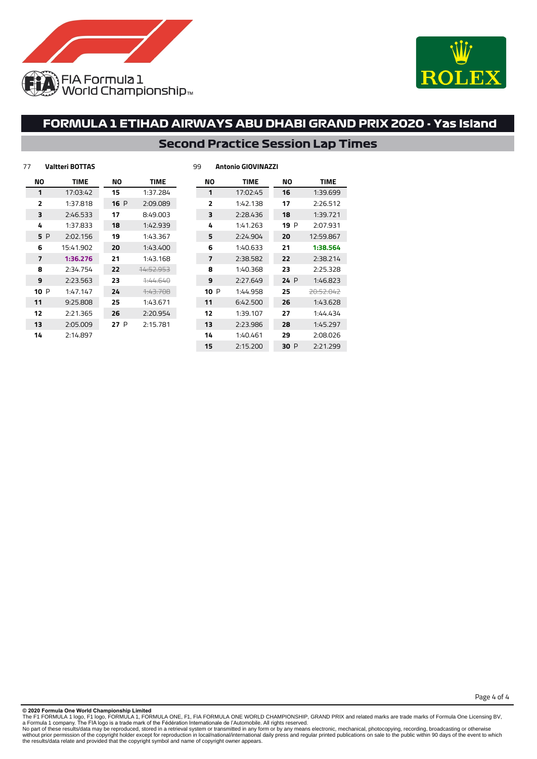# FORMULA 1 ETIHAD AIRWAYS ABU DHABI GRAND PRIX 2020 - Yas Island

## Second Practice Session Lap Times

77 **Valtteri BOTTAS**

| NO | TIME | NO | TIME |
|---|---|---|---|
| **1** | 17:03:42 | **15** | 1:37.284 |
| **2** | 1:37.818 | **16** P | 2:09.089 |
| **3** | 2:46.533 | **17** | 8:49.003 |
| **4** | 1:37.833 | **18** | 1:42.939 |
| **5** P | 2:02.156 | **19** | 1:43.367 |
| **6** | 15:41.902 | **20** | 1:43.400 |
| **7** | **1:36.276** | **21** | 1:43.168 |
| **8** | 2:34.754 | **22** | ~~14:52.953~~ |
| **9** | 2:23.563 | **23** | ~~1:44.640~~ |
| **10** P | 1:47.147 | **24** | ~~1:43.708~~ |
| **11** | 9:25.808 | **25** | 1:43.671 |
| **12** | 2:21.365 | **26** | 2:20.954 |
| **13** | 2:05.009 | **27** P | 2:15.781 |
| **14** | 2:14.897 | | |

99 **Antonio GIOVINAZZI**

| NO | TIME | NO | TIME |
|---|---|---|---|
| **1** | 17:02:45 | **16** | 1:39.699 |
| **2** | 1:42.138 | **17** | 2:26.512 |
| **3** | 2:28.436 | **18** | 1:39.721 |
| **4** | 1:41.263 | **19** P | 2:07.931 |
| **5** | 2:24.904 | **20** | 12:59.867 |
| **6** | 1:40.633 | **21** | **1:38.564** |
| **7** | 2:38.582 | **22** | 2:38.214 |
| **8** | 1:40.368 | **23** | 2:25.328 |
| **9** | 2:27.649 | **24** P | 1:46.823 |
| **10** P | 1:44.958 | **25** | ~~20:52.042~~ |
| **11** | 6:42.500 | **26** | 1:43.628 |
| **12** | 1:39.107 | **27** | 1:44.434 |
| **13** | 2:23.986 | **28** | 1:45.297 |
| **14** | 1:40.461 | **29** | 2:08.026 |
| **15** | 2:15.200 | **30** P | 2:21.299 |

**© 2020 Formula One World Championship Limited**
The F1 FORMULA 1 logo, F1 logo, FORMULA 1, FORMULA ONE, F1, FIA FORMULA ONE WORLD CHAMPIONSHIP, GRAND PRIX and related marks are trade marks of Formula One Licensing BV, a Formula 1 company. The FIA logo is a trade mark of the Fédération Internationale de l'Automobile. All rights reserved.
No part of these results/data may be reproduced, stored in a retrieval system or transmitted in any form or by any means electronic, mechanical, photocopying, recording, broadcasting or otherwise without prior permission of the copyright holder except for reproduction in local/national/international daily press and regular printed publications on sale to the public within 90 days of the event to which the results/data relate and provided that the copyright symbol and name of copyright owner appears.